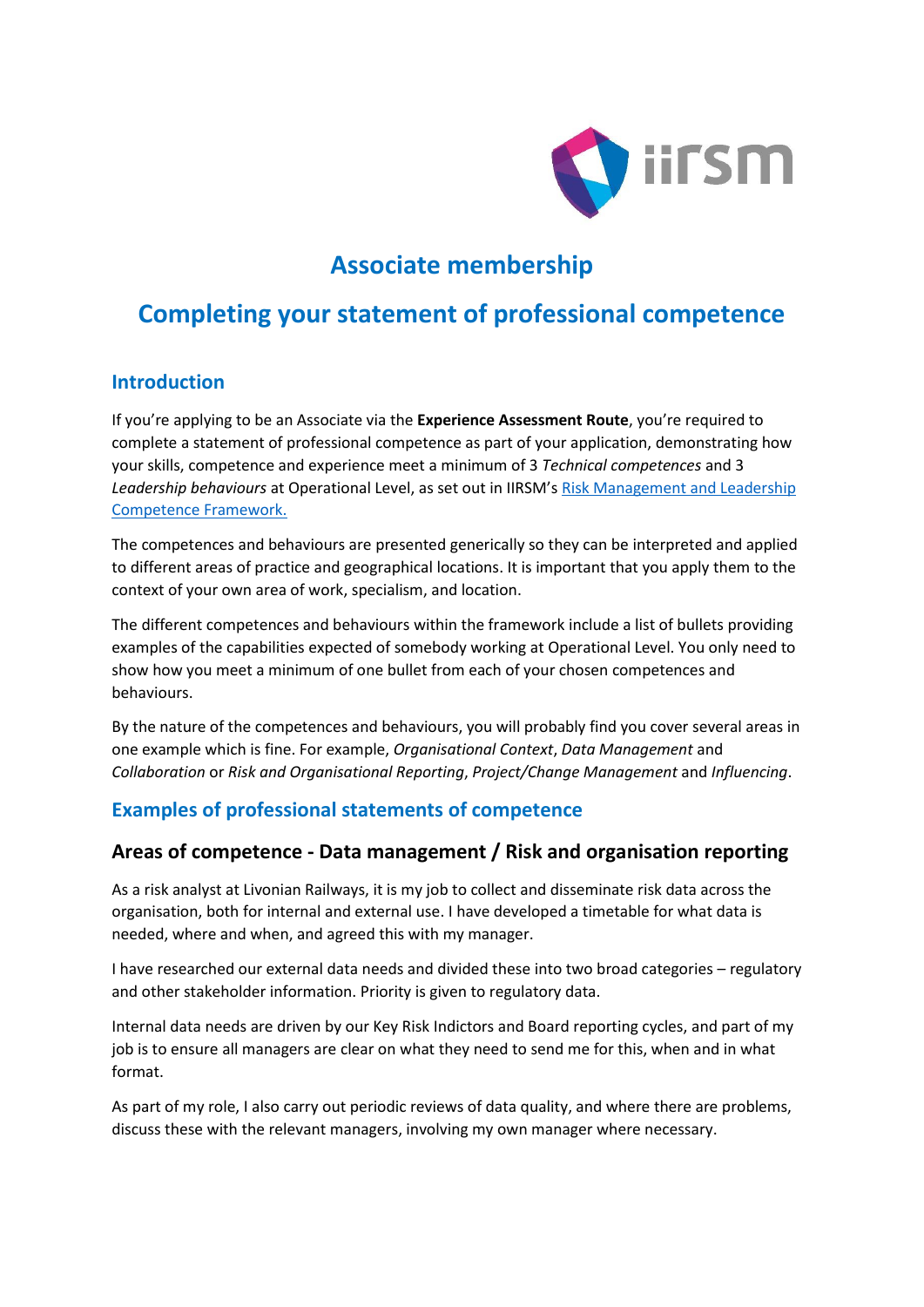# Associate membership

# Completing your statement of professional competence

## Introduction

If you're applying to be an Associate via the **Experience Assessment Route**, you're required to complete a statement of professional competence as part of your application, demonstrating how your skills, competence and experience meet a minimum of 3 *Technical competences* and 3 *Leadership behaviours* at Operational Level, as set out in IIRSM's Risk Management and Leadership Competence Framework.

The competences and behaviours are presented generically so they can be interpreted and applied to different areas of practice and geographical locations. It is important that you apply them to the context of your own area of work, specialism, and location.

The different competences and behaviours within the framework include a list of bullets providing examples of the capabilities expected of somebody working at Operational Level. You only need to show how you meet a minimum of one bullet from each of your chosen competences and behaviours.

By the nature of the competences and behaviours, you will probably find you cover several areas in one example which is fine. For example, *Organisational Context*, *Data Management* and *Collaboration* or *Risk and Organisational Reporting*, *Project/Change Management* and *Influencing*.

## Examples of professional statements of competence

### Areas of competence - Data management / Risk and organisation reporting

As a risk analyst at Livonian Railways, it is my job to collect and disseminate risk data across the organisation, both for internal and external use. I have developed a timetable for what data is needed, where and when, and agreed this with my manager.

I have researched our external data needs and divided these into two broad categories – regulatory and other stakeholder information. Priority is given to regulatory data.

Internal data needs are driven by our Key Risk Indictors and Board reporting cycles, and part of my job is to ensure all managers are clear on what they need to send me for this, when and in what format.

As part of my role, I also carry out periodic reviews of data quality, and where there are problems, discuss these with the relevant managers, involving my own manager where necessary.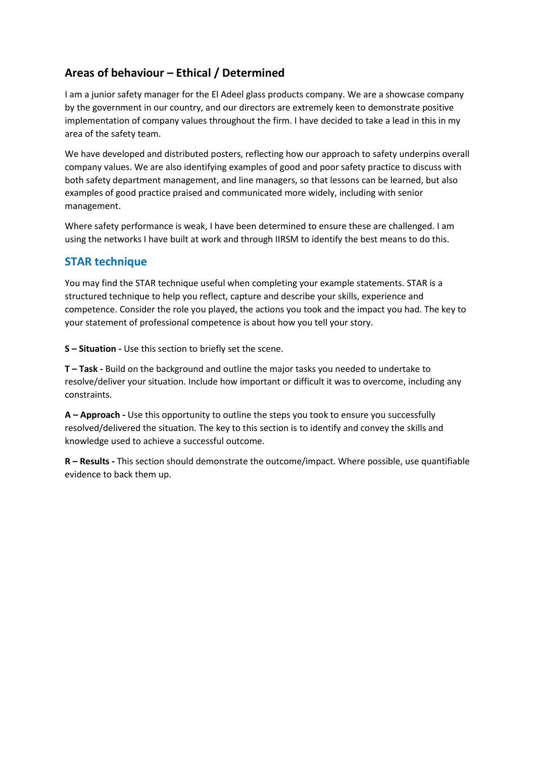## Areas of behaviour – Ethical / Determined

I am a junior safety manager for the El Adeel glass products company. We are a showcase company by the government in our country, and our directors are extremely keen to demonstrate positive implementation of company values throughout the firm. I have decided to take a lead in this in my area of the safety team.

We have developed and distributed posters, reflecting how our approach to safety underpins overall company values. We are also identifying examples of good and poor safety practice to discuss with both safety department management, and line managers, so that lessons can be learned, but also examples of good practice praised and communicated more widely, including with senior management.

Where safety performance is weak, I have been determined to ensure these are challenged. I am using the networks I have built at work and through IIRSM to identify the best means to do this.

## STAR technique

You may find the STAR technique useful when completing your example statements. STAR is a structured technique to help you reflect, capture and describe your skills, experience and competence. Consider the role you played, the actions you took and the impact you had. The key to your statement of professional competence is about how you tell your story.

**S – Situation -** Use this section to briefly set the scene.

**T – Task -** Build on the background and outline the major tasks you needed to undertake to resolve/deliver your situation. Include how important or difficult it was to overcome, including any constraints.

**A – Approach -** Use this opportunity to outline the steps you took to ensure you successfully resolved/delivered the situation. The key to this section is to identify and convey the skills and knowledge used to achieve a successful outcome.

**R – Results -** This section should demonstrate the outcome/impact. Where possible, use quantifiable evidence to back them up.